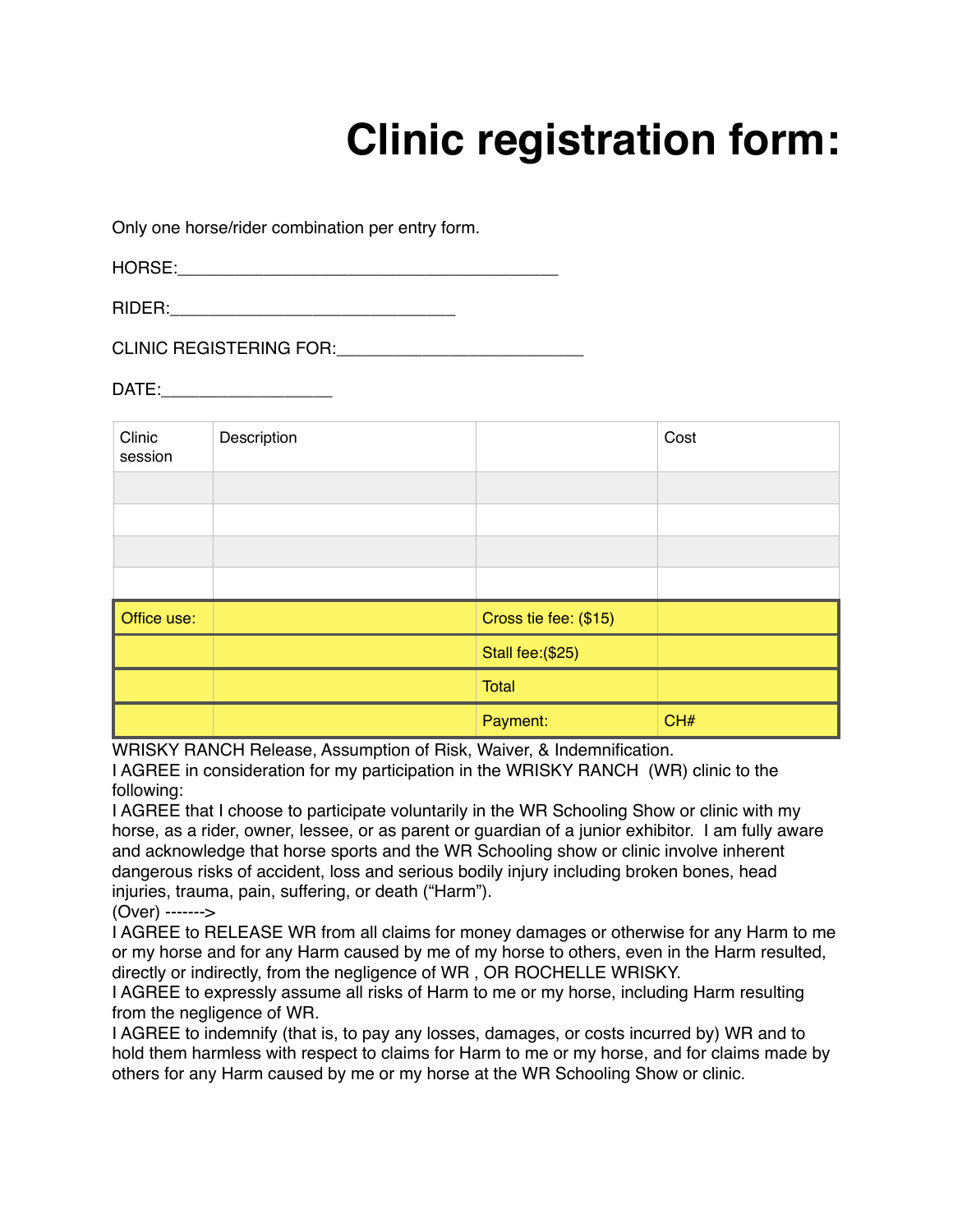# Clinic registration form:

Only one horse/rider combination per entry form.

HORSE:_________________________________________

RIDER:______________________________

CLINIC REGISTERING FOR:__________________________

DATE:__________________

| Clinic session | Description | | Cost |
|---|---|---|---|
| | | | |
| | | | |
| | | | |
| | | | |
| Office use: | | Cross tie fee: ($15) | |
| | | Stall fee:($25) | |
| | | Total | |
| | | Payment: | CH# |

WRISKY RANCH Release, Assumption of Risk, Waiver, & Indemnification.
I AGREE in consideration for my participation in the WRISKY RANCH (WR) clinic to the following:
I AGREE that I choose to participate voluntarily in the WR Schooling Show or clinic with my horse, as a rider, owner, lessee, or as parent or guardian of a junior exhibitor. I am fully aware and acknowledge that horse sports and the WR Schooling show or clinic involve inherent dangerous risks of accident, loss and serious bodily injury including broken bones, head injuries, trauma, pain, suffering, or death ("Harm").
(Over) ------->
I AGREE to RELEASE WR from all claims for money damages or otherwise for any Harm to me or my horse and for any Harm caused by me of my horse to others, even in the Harm resulted, directly or indirectly, from the negligence of WR , OR ROCHELLE WRISKY.
I AGREE to expressly assume all risks of Harm to me or my horse, including Harm resulting from the negligence of WR.
I AGREE to indemnify (that is, to pay any losses, damages, or costs incurred by) WR and to hold them harmless with respect to claims for Harm to me or my horse, and for claims made by others for any Harm caused by me or my horse at the WR Schooling Show or clinic.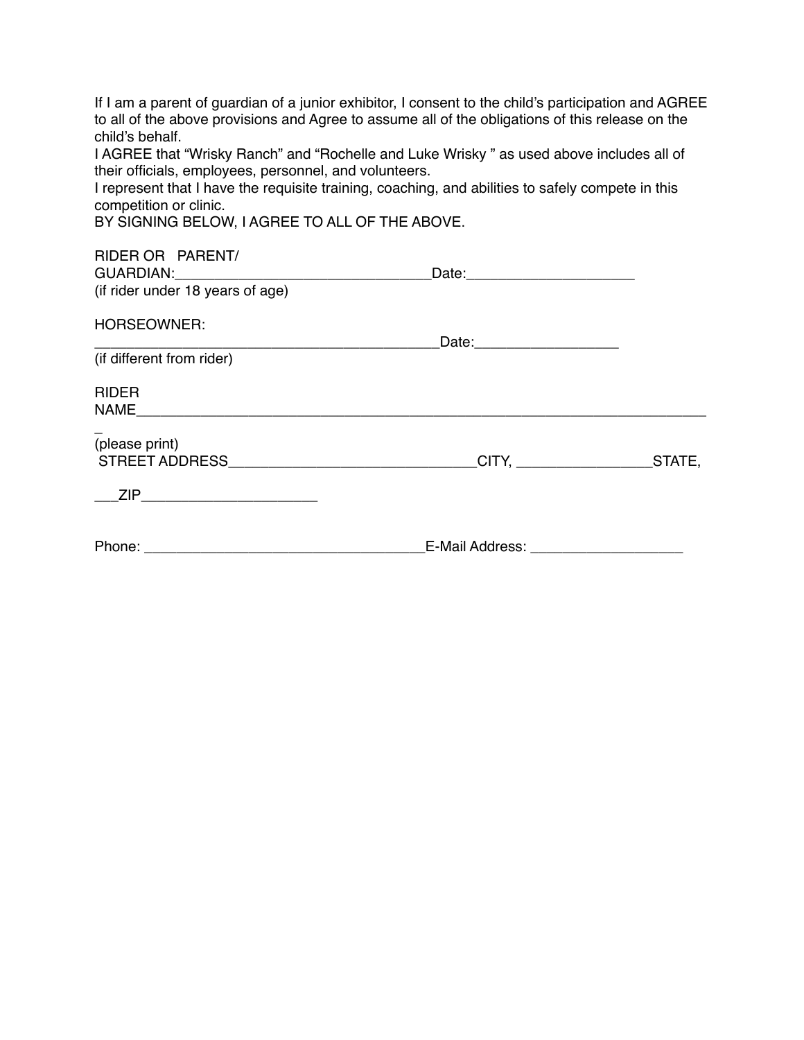If I am a parent of guardian of a junior exhibitor, I consent to the child's participation and AGREE to all of the above provisions and Agree to assume all of the obligations of this release on the child's behalf.

I AGREE that "Wrisky Ranch" and "Rochelle and Luke Wrisky " as used above includes all of their officials, employees, personnel, and volunteers.

I represent that I have the requisite training, coaching, and abilities to safely compete in this competition or clinic.

BY SIGNING BELOW, I AGREE TO ALL OF THE ABOVE.

RIDER OR PARENT/
GUARDIAN:________________________________Date:_____________________
(if rider under 18 years of age)

HORSEOWNER:
___________________________________________Date:__________________
(if different from rider)

RIDER
NAME____________________________________________________________________________
(please print)
STREET ADDRESS_______________________________CITY, ________________STATE,

___ZIP_____________________

Phone: __________________________________E-Mail Address: __________________